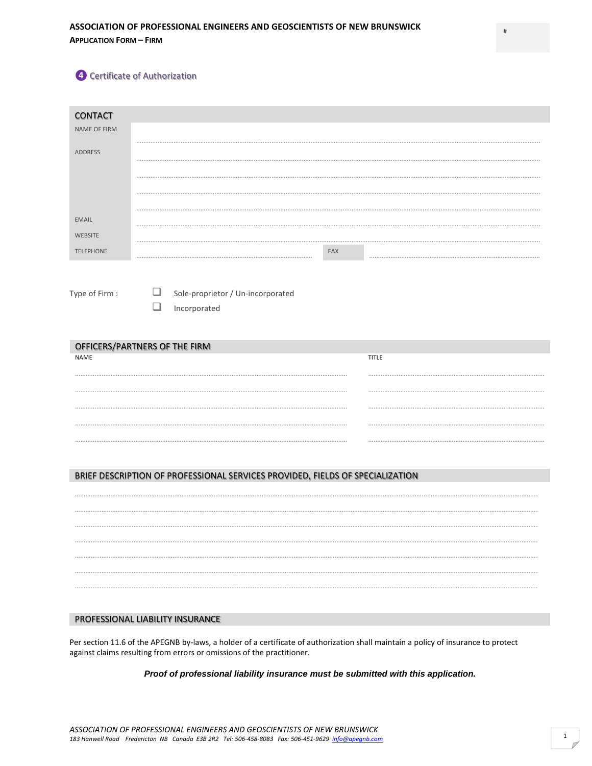**ASSOCIATION OF PROFESSIONAL ENGINEERS AND GEOSCIENTISTS OF NEW BRUNSWICK**
**APPLICATION FORM – FIRM**

#

## ❹ Certificate of Authorization

### CONTACT

| | |
|---|---|
| NAME OF FIRM | |
| ADDRESS | |
| | |
| | |
| | |
| EMAIL | |
| WEBSITE | |
| TELEPHONE | FAX |

Type of Firm :

- ☐ Sole-proprietor / Un-incorporated
- ☐ Incorporated

### OFFICERS/PARTNERS OF THE FIRM

| NAME | TITLE |
|---|---|
| | |
| | |
| | |
| | |
| | |

### BRIEF DESCRIPTION OF PROFESSIONAL SERVICES PROVIDED, FIELDS OF SPECIALIZATION

### PROFESSIONAL LIABILITY INSURANCE

Per section 11.6 of the APEGNB by-laws, a holder of a certificate of authorization shall maintain a policy of insurance to protect against claims resulting from errors or omissions of the practitioner.

***Proof of professional liability insurance must be submitted with this application.***

*ASSOCIATION OF PROFESSIONAL ENGINEERS AND GEOSCIENTISTS OF NEW BRUNSWICK*
*183 Hanwell Road Fredericton NB Canada E3B 2R2 Tel: 506-458-8083 Fax: 506-451-9629 info@apegnb.com*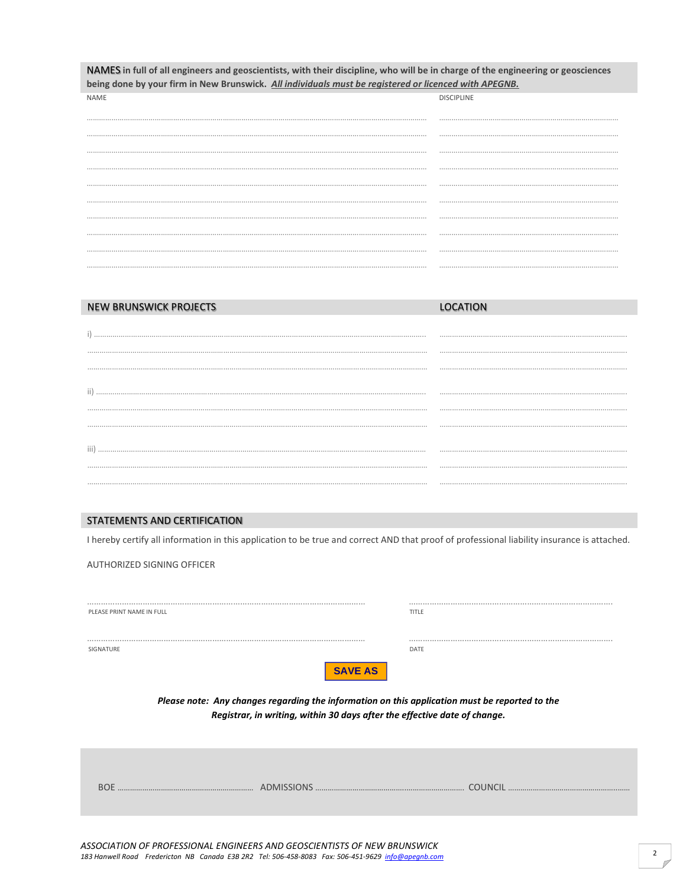**NAMES in full of all engineers and geoscientists, with their discipline, who will be in charge of the engineering or geosciences being done by your firm in New Brunswick.** ***<u>All individuals must be registered or licenced with APEGNB.</u>***

| NAME | DISCIPLINE |
|---|---|
| ........................................ | ........................................ |
| ........................................ | ........................................ |
| ........................................ | ........................................ |
| ........................................ | ........................................ |
| ........................................ | ........................................ |
| ........................................ | ........................................ |
| ........................................ | ........................................ |
| ........................................ | ........................................ |
| ........................................ | ........................................ |
| ........................................ | ........................................ |

## NEW BRUNSWICK PROJECTS

| NEW BRUNSWICK PROJECTS | LOCATION |
|---|---|
| i) ........................................ | ........................................ |
| ........................................ | ........................................ |
| ........................................ | ........................................ |
| ii) ........................................ | ........................................ |
| ........................................ | ........................................ |
| ........................................ | ........................................ |
| iii) ........................................ | ........................................ |
| ........................................ | ........................................ |
| ........................................ | ........................................ |

## STATEMENTS AND CERTIFICATION

I hereby certify all information in this application to be true and correct AND that proof of professional liability insurance is attached.

AUTHORIZED SIGNING OFFICER

........................................ ........................................
PLEASE PRINT NAME IN FULL TITLE

........................................ ........................................
SIGNATURE DATE

**SAVE AS**

***Please note: Any changes regarding the information on this application must be reported to the Registrar, in writing, within 30 days after the effective date of change.***

BOE ........................................ ADMISSIONS ........................................ COUNCIL ........................................

*ASSOCIATION OF PROFESSIONAL ENGINEERS AND GEOSCIENTISTS OF NEW BRUNSWICK*
*183 Hanwell Road Fredericton NB Canada E3B 2R2 Tel: 506-458-8083 Fax: 506-451-9629 info@apegnb.com*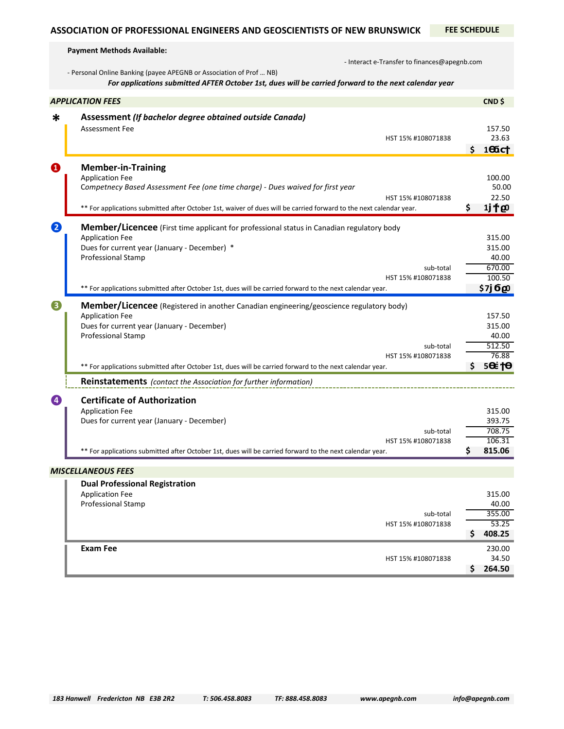# ASSOCIATION OF PROFESSIONAL ENGINEERS AND GEOSCIENTISTS OF NEW BRUNSWICK

**FEE SCHEDULE**

**Payment Methods Available:**

- Interact e-Transfer to finances@apegnb.com
- Personal Online Banking (payee APEGNB or Association of Prof … NB)

***For applications submitted AFTER October 1st, dues will be carried forward to the next calendar year***

## *APPLICATION FEES*

**CND $**

### * Assessment *(If bachelor degree obtained outside Canada)*

| | |
|---|---|
| Assessment Fee | 157.50 |
| HST 15% #108071838 | 23.63 |
| | **$ 1Ɵ5cƚ** |

### 1 Member-in-Training

| | |
|---|---|
| Application Fee | 100.00 |
| *Competnecy Based Assessment Fee (one time charge) - Dues waived for first year* | 50.00 |
| HST 15% #108071838 | 22.50 |
| ** For applications submitted after October 1st, waiver of dues will be carried forward to the next calendar year. | **$ 1jƚɇ0** |

### 2 Member/Licencee (First time applicant for professional status in Canadian regulatory body

| | |
|---|---|
| Application Fee | 315.00 |
| Dues for current year (January - December) * | 315.00 |
| Professional Stamp | 40.00 |
| sub-total | 670.00 |
| HST 15% #108071838 | 100.50 |
| ** For applications submitted after October 1st, dues will be carried forward to the next calendar year. | **$7jƠɇ0** |

### 3 Member/Licencee (Registered in another Canadian engineering/geoscience regulatory body)

| | |
|---|---|
| Application Fee | 157.50 |
| Dues for current year (January - December) | 315.00 |
| Professional Stamp | 40.00 |
| sub-total | 512.50 |
| HST 15% #108071838 | 76.88 |
| ** For applications submitted after October 1st, dues will be carried forward to the next calendar year. | **$ 5ƟɁƚƟ** |

**Reinstatements** *(contact the Association for further information)*

### 4 Certificate of Authorization

| | |
|---|---|
| Application Fee | 315.00 |
| Dues for current year (January - December) | 393.75 |
| sub-total | 708.75 |
| HST 15% #108071838 | 106.31 |
| ** For applications submitted after October 1st, dues will be carried forward to the next calendar year. | **$ 815.06** |

## *MISCELLANEOUS FEES*

### Dual Professional Registration

| | |
|---|---|
| Application Fee | 315.00 |
| Professional Stamp | 40.00 |
| sub-total | 355.00 |
| HST 15% #108071838 | 53.25 |
| | **$ 408.25** |

### Exam Fee

| | |
|---|---|
| Exam Fee | 230.00 |
| HST 15% #108071838 | 34.50 |
| | **$ 264.50** |

*183 Hanwell Fredericton NB E3B 2R2 T: 506.458.8083 TF: 888.458.8083 www.apegnb.com info@apegnb.com*